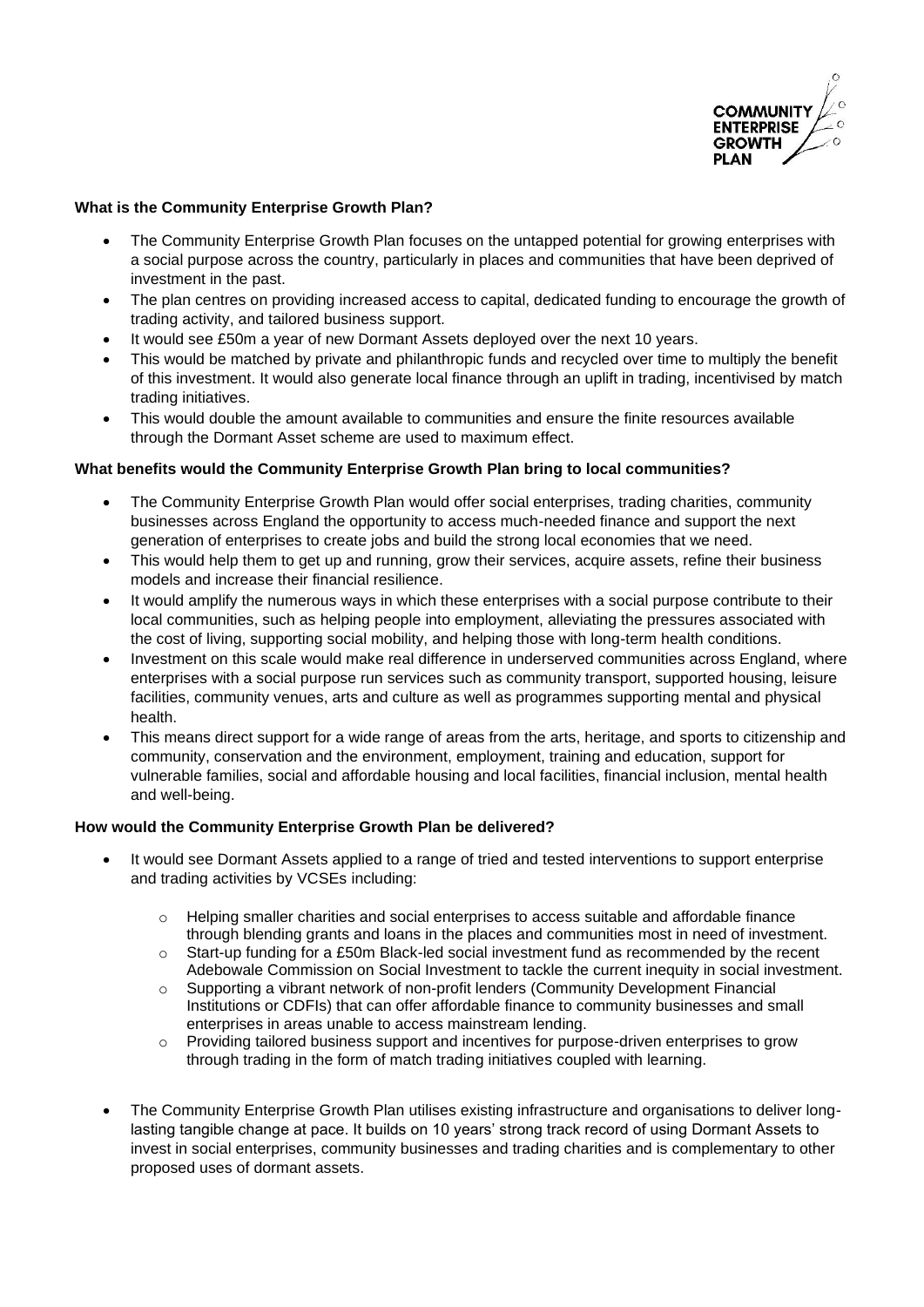COMMUNITY ENTERPRISE GROWTH PLAN

**What is the Community Enterprise Growth Plan?**

- The Community Enterprise Growth Plan focuses on the untapped potential for growing enterprises with a social purpose across the country, particularly in places and communities that have been deprived of investment in the past.
- The plan centres on providing increased access to capital, dedicated funding to encourage the growth of trading activity, and tailored business support.
- It would see £50m a year of new Dormant Assets deployed over the next 10 years.
- This would be matched by private and philanthropic funds and recycled over time to multiply the benefit of this investment. It would also generate local finance through an uplift in trading, incentivised by match trading initiatives.
- This would double the amount available to communities and ensure the finite resources available through the Dormant Asset scheme are used to maximum effect.

**What benefits would the Community Enterprise Growth Plan bring to local communities?**

- The Community Enterprise Growth Plan would offer social enterprises, trading charities, community businesses across England the opportunity to access much-needed finance and support the next generation of enterprises to create jobs and build the strong local economies that we need.
- This would help them to get up and running, grow their services, acquire assets, refine their business models and increase their financial resilience.
- It would amplify the numerous ways in which these enterprises with a social purpose contribute to their local communities, such as helping people into employment, alleviating the pressures associated with the cost of living, supporting social mobility, and helping those with long-term health conditions.
- Investment on this scale would make real difference in underserved communities across England, where enterprises with a social purpose run services such as community transport, supported housing, leisure facilities, community venues, arts and culture as well as programmes supporting mental and physical health.
- This means direct support for a wide range of areas from the arts, heritage, and sports to citizenship and community, conservation and the environment, employment, training and education, support for vulnerable families, social and affordable housing and local facilities, financial inclusion, mental health and well-being.

**How would the Community Enterprise Growth Plan be delivered?**

- It would see Dormant Assets applied to a range of tried and tested interventions to support enterprise and trading activities by VCSEs including:
  - Helping smaller charities and social enterprises to access suitable and affordable finance through blending grants and loans in the places and communities most in need of investment.
  - Start-up funding for a £50m Black-led social investment fund as recommended by the recent Adebowale Commission on Social Investment to tackle the current inequity in social investment.
  - Supporting a vibrant network of non-profit lenders (Community Development Financial Institutions or CDFIs) that can offer affordable finance to community businesses and small enterprises in areas unable to access mainstream lending.
  - Providing tailored business support and incentives for purpose-driven enterprises to grow through trading in the form of match trading initiatives coupled with learning.

- The Community Enterprise Growth Plan utilises existing infrastructure and organisations to deliver long-lasting tangible change at pace. It builds on 10 years' strong track record of using Dormant Assets to invest in social enterprises, community businesses and trading charities and is complementary to other proposed uses of dormant assets.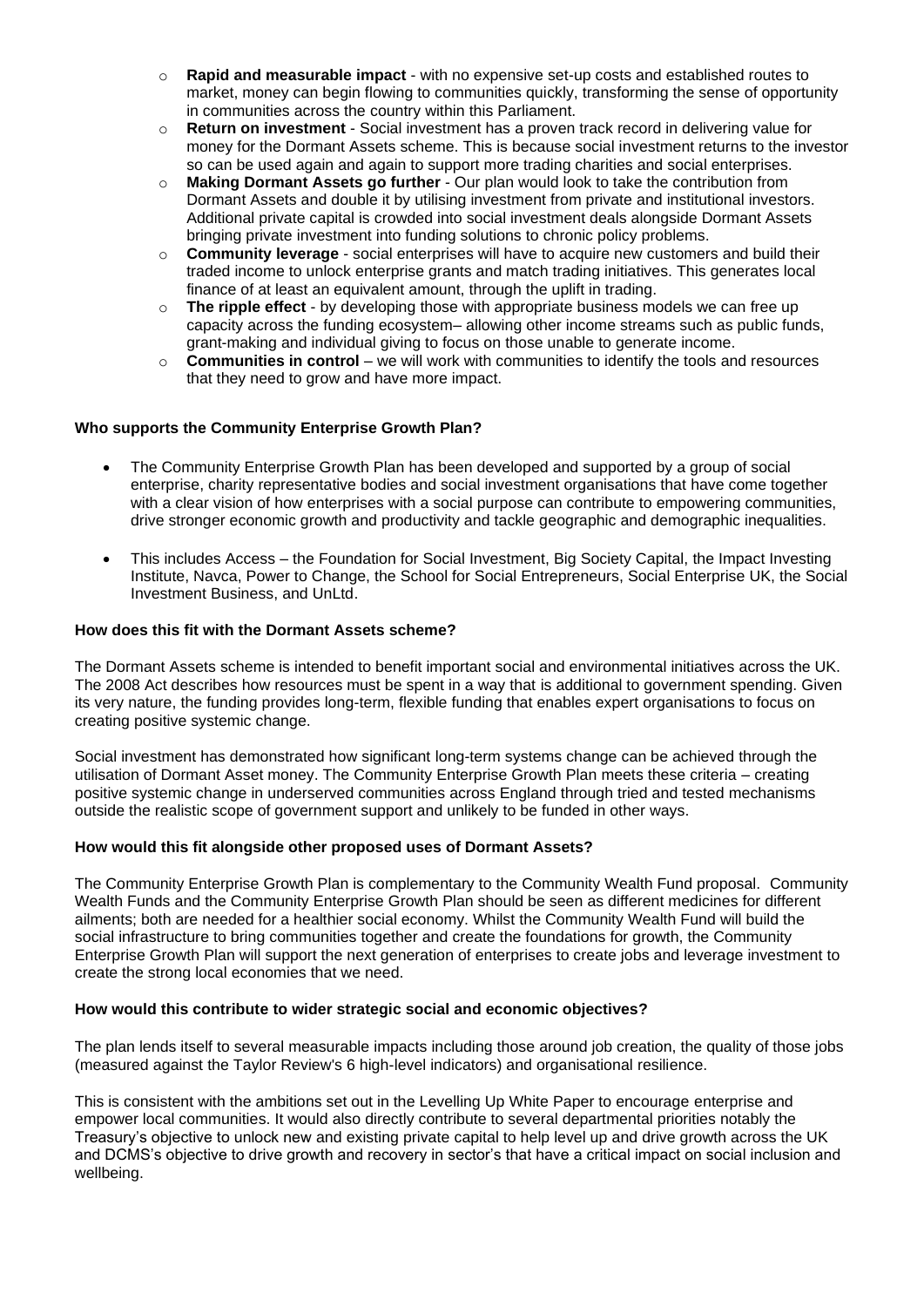- **Rapid and measurable impact** - with no expensive set-up costs and established routes to market, money can begin flowing to communities quickly, transforming the sense of opportunity in communities across the country within this Parliament.
- **Return on investment** - Social investment has a proven track record in delivering value for money for the Dormant Assets scheme. This is because social investment returns to the investor so can be used again and again to support more trading charities and social enterprises.
- **Making Dormant Assets go further** - Our plan would look to take the contribution from Dormant Assets and double it by utilising investment from private and institutional investors. Additional private capital is crowded into social investment deals alongside Dormant Assets bringing private investment into funding solutions to chronic policy problems.
- **Community leverage** - social enterprises will have to acquire new customers and build their traded income to unlock enterprise grants and match trading initiatives. This generates local finance of at least an equivalent amount, through the uplift in trading.
- **The ripple effect** - by developing those with appropriate business models we can free up capacity across the funding ecosystem– allowing other income streams such as public funds, grant-making and individual giving to focus on those unable to generate income.
- **Communities in control** – we will work with communities to identify the tools and resources that they need to grow and have more impact.

**Who supports the Community Enterprise Growth Plan?**

- The Community Enterprise Growth Plan has been developed and supported by a group of social enterprise, charity representative bodies and social investment organisations that have come together with a clear vision of how enterprises with a social purpose can contribute to empowering communities, drive stronger economic growth and productivity and tackle geographic and demographic inequalities.
- This includes Access – the Foundation for Social Investment, Big Society Capital, the Impact Investing Institute, Navca, Power to Change, the School for Social Entrepreneurs, Social Enterprise UK, the Social Investment Business, and UnLtd.

**How does this fit with the Dormant Assets scheme?**

The Dormant Assets scheme is intended to benefit important social and environmental initiatives across the UK. The 2008 Act describes how resources must be spent in a way that is additional to government spending. Given its very nature, the funding provides long-term, flexible funding that enables expert organisations to focus on creating positive systemic change.

Social investment has demonstrated how significant long-term systems change can be achieved through the utilisation of Dormant Asset money. The Community Enterprise Growth Plan meets these criteria – creating positive systemic change in underserved communities across England through tried and tested mechanisms outside the realistic scope of government support and unlikely to be funded in other ways.

**How would this fit alongside other proposed uses of Dormant Assets?**

The Community Enterprise Growth Plan is complementary to the Community Wealth Fund proposal. Community Wealth Funds and the Community Enterprise Growth Plan should be seen as different medicines for different ailments; both are needed for a healthier social economy. Whilst the Community Wealth Fund will build the social infrastructure to bring communities together and create the foundations for growth, the Community Enterprise Growth Plan will support the next generation of enterprises to create jobs and leverage investment to create the strong local economies that we need.

**How would this contribute to wider strategic social and economic objectives?**

The plan lends itself to several measurable impacts including those around job creation, the quality of those jobs (measured against the Taylor Review's 6 high-level indicators) and organisational resilience.

This is consistent with the ambitions set out in the Levelling Up White Paper to encourage enterprise and empower local communities. It would also directly contribute to several departmental priorities notably the Treasury's objective to unlock new and existing private capital to help level up and drive growth across the UK and DCMS's objective to drive growth and recovery in sector's that have a critical impact on social inclusion and wellbeing.